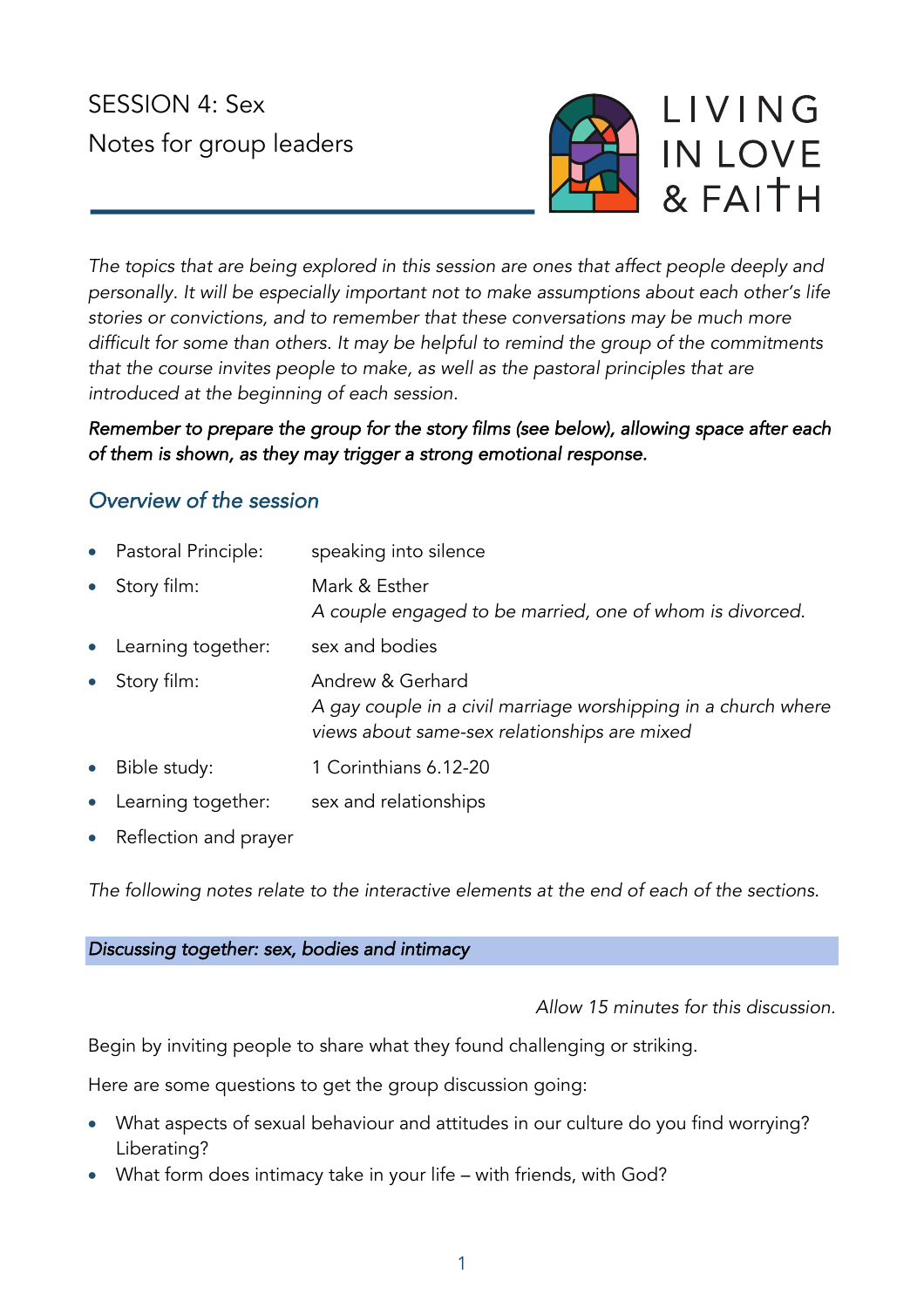# SESSION 4: Sex

Notes for group leaders

LIVING IN LOVE & FAITH

*The topics that are being explored in this session are ones that affect people deeply and personally. It will be especially important not to make assumptions about each other's life stories or convictions, and to remember that these conversations may be much more difficult for some than others. It may be helpful to remind the group of the commitments that the course invites people to make, as well as the pastoral principles that are introduced at the beginning of each session.*

***Remember to prepare the group for the story films (see below), allowing space after each of them is shown, as they may trigger a strong emotional response.***

## *Overview of the session*

- Pastoral Principle: speaking into silence
- Story film: Mark & Esther
  *A couple engaged to be married, one of whom is divorced.*
- Learning together: sex and bodies
- Story film: Andrew & Gerhard
  *A gay couple in a civil marriage worshipping in a church where views about same-sex relationships are mixed*
- Bible study: 1 Corinthians 6.12-20
- Learning together: sex and relationships
- Reflection and prayer

*The following notes relate to the interactive elements at the end of each of the sections.*

### *Discussing together: sex, bodies and intimacy*

*Allow 15 minutes for this discussion.*

Begin by inviting people to share what they found challenging or striking.

Here are some questions to get the group discussion going:

- What aspects of sexual behaviour and attitudes in our culture do you find worrying? Liberating?
- What form does intimacy take in your life – with friends, with God?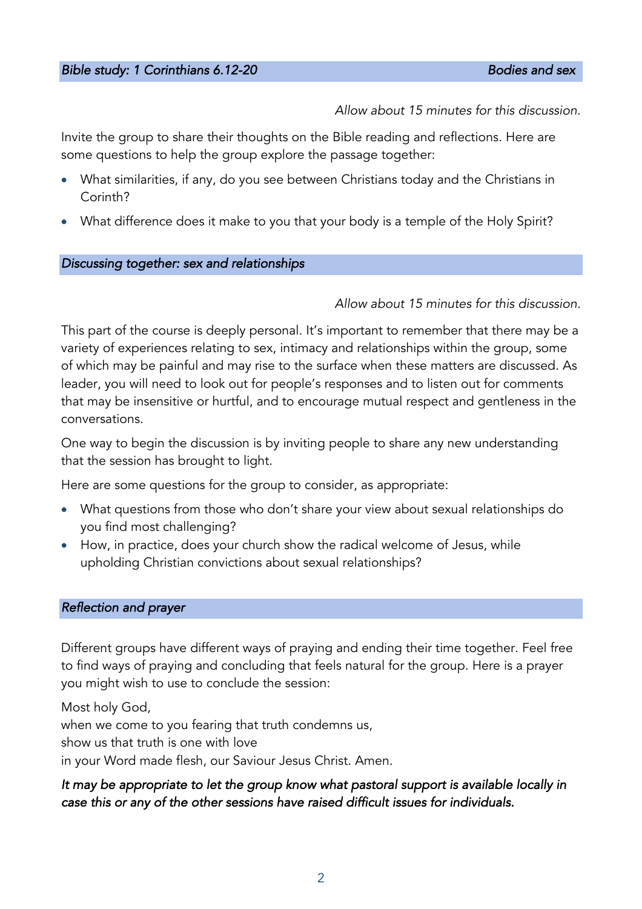## *Bible study: 1 Corinthians 6.12-20* — *Bodies and sex*

*Allow about 15 minutes for this discussion.*

Invite the group to share their thoughts on the Bible reading and reflections. Here are some questions to help the group explore the passage together:

- What similarities, if any, do you see between Christians today and the Christians in Corinth?
- What difference does it make to you that your body is a temple of the Holy Spirit?

## *Discussing together: sex and relationships*

*Allow about 15 minutes for this discussion.*

This part of the course is deeply personal. It's important to remember that there may be a variety of experiences relating to sex, intimacy and relationships within the group, some of which may be painful and may rise to the surface when these matters are discussed. As leader, you will need to look out for people's responses and to listen out for comments that may be insensitive or hurtful, and to encourage mutual respect and gentleness in the conversations.

One way to begin the discussion is by inviting people to share any new understanding that the session has brought to light.

Here are some questions for the group to consider, as appropriate:

- What questions from those who don't share your view about sexual relationships do you find most challenging?
- How, in practice, does your church show the radical welcome of Jesus, while upholding Christian convictions about sexual relationships?

## *Reflection and prayer*

Different groups have different ways of praying and ending their time together. Feel free to find ways of praying and concluding that feels natural for the group. Here is a prayer you might wish to use to conclude the session:

Most holy God,
when we come to you fearing that truth condemns us,
show us that truth is one with love
in your Word made flesh, our Saviour Jesus Christ. Amen.

*It may be appropriate to let the group know what pastoral support is available locally in case this or any of the other sessions have raised difficult issues for individuals.*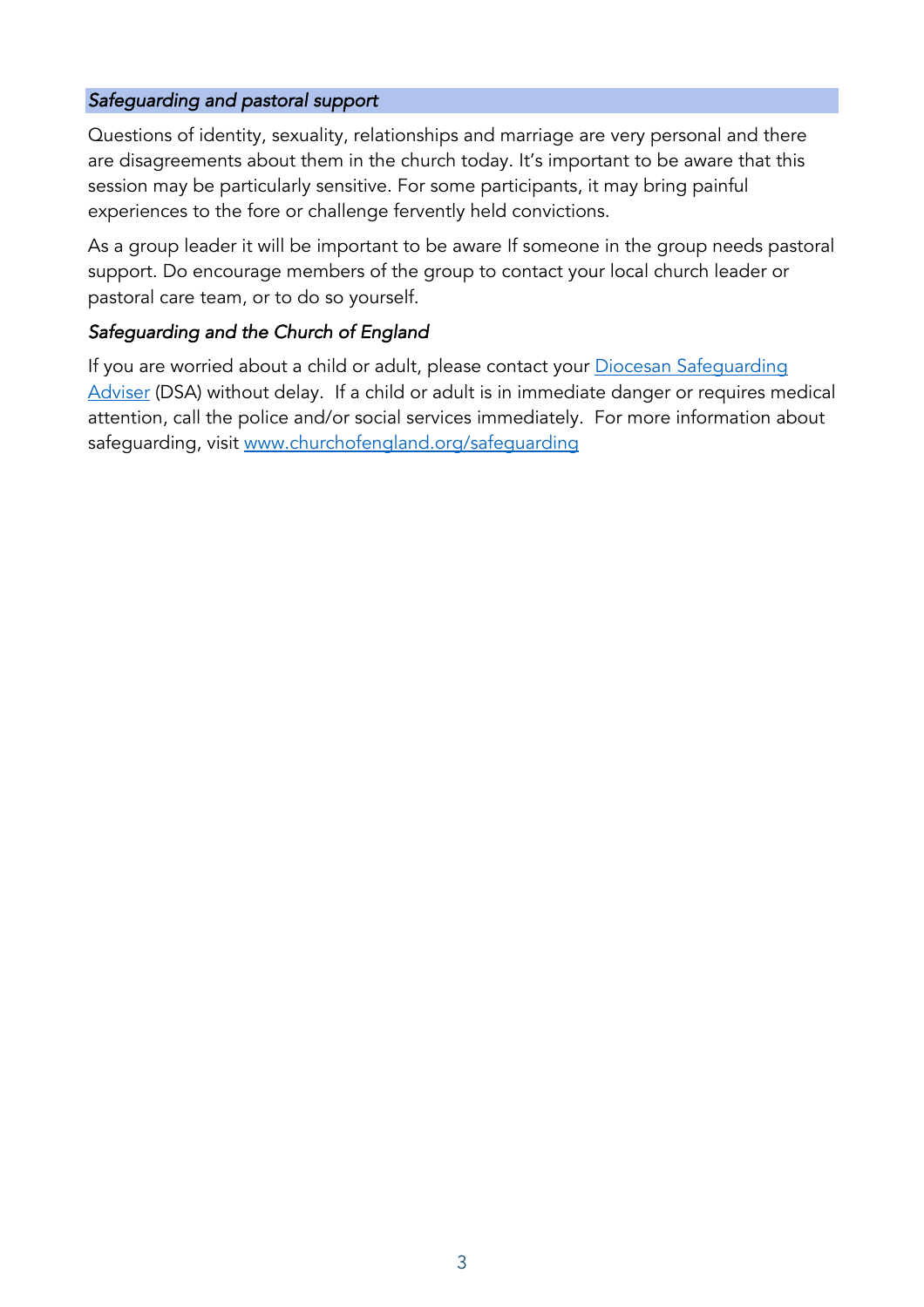## *Safeguarding and pastoral support*

Questions of identity, sexuality, relationships and marriage are very personal and there are disagreements about them in the church today. It's important to be aware that this session may be particularly sensitive. For some participants, it may bring painful experiences to the fore or challenge fervently held convictions.

As a group leader it will be important to be aware If someone in the group needs pastoral support. Do encourage members of the group to contact your local church leader or pastoral care team, or to do so yourself.

### *Safeguarding and the Church of England*

If you are worried about a child or adult, please contact your Diocesan Safeguarding Adviser (DSA) without delay. If a child or adult is in immediate danger or requires medical attention, call the police and/or social services immediately. For more information about safeguarding, visit www.churchofengland.org/safeguarding